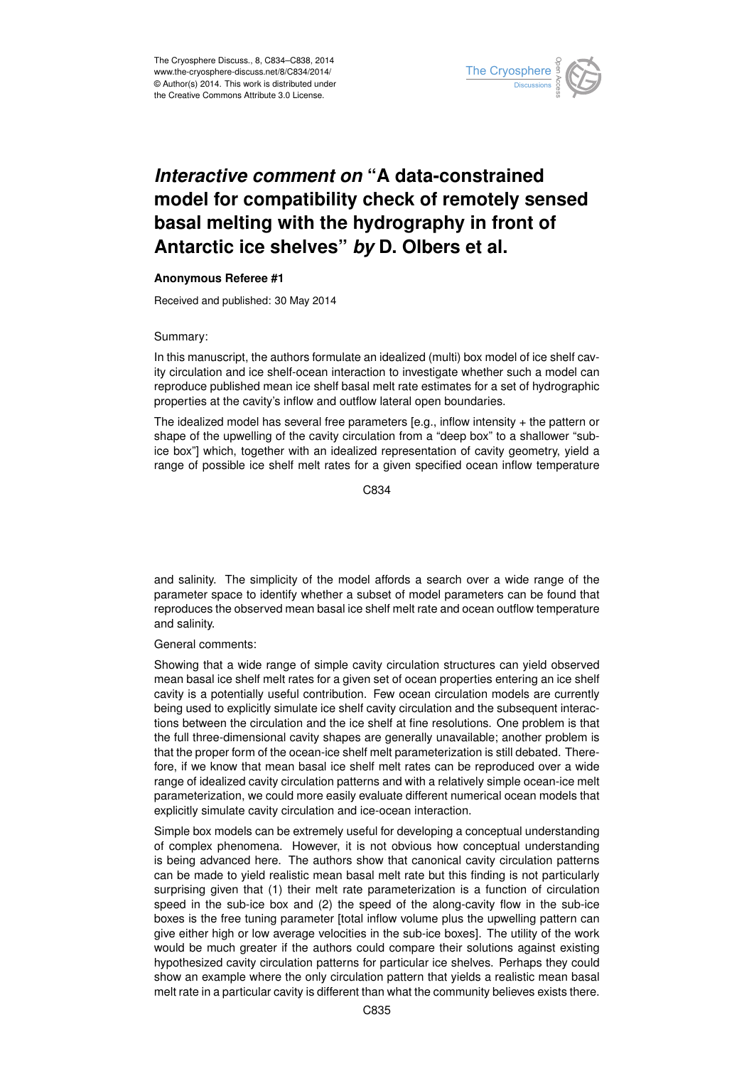# *Interactive comment on* "A data-constrained model for compatibility check of remotely sensed basal melting with the hydrography in front of Antarctic ice shelves" *by* D. Olbers et al.

**Anonymous Referee #1**

Received and published: 30 May 2014

Summary:

In this manuscript, the authors formulate an idealized (multi) box model of ice shelf cavity circulation and ice shelf-ocean interaction to investigate whether such a model can reproduce published mean ice shelf basal melt rate estimates for a set of hydrographic properties at the cavity's inflow and outflow lateral open boundaries.

The idealized model has several free parameters [e.g., inflow intensity + the pattern or shape of the upwelling of the cavity circulation from a "deep box" to a shallower "sub-ice box"] which, together with an idealized representation of cavity geometry, yield a range of possible ice shelf melt rates for a given specified ocean inflow temperature and salinity. The simplicity of the model affords a search over a wide range of the parameter space to identify whether a subset of model parameters can be found that reproduces the observed mean basal ice shelf melt rate and ocean outflow temperature and salinity.

General comments:

Showing that a wide range of simple cavity circulation structures can yield observed mean basal ice shelf melt rates for a given set of ocean properties entering an ice shelf cavity is a potentially useful contribution. Few ocean circulation models are currently being used to explicitly simulate ice shelf cavity circulation and the subsequent interactions between the circulation and the ice shelf at fine resolutions. One problem is that the full three-dimensional cavity shapes are generally unavailable; another problem is that the proper form of the ocean-ice shelf melt parameterization is still debated. Therefore, if we know that mean basal ice shelf melt rates can be reproduced over a wide range of idealized cavity circulation patterns and with a relatively simple ocean-ice melt parameterization, we could more easily evaluate different numerical ocean models that explicitly simulate cavity circulation and ice-ocean interaction.

Simple box models can be extremely useful for developing a conceptual understanding of complex phenomena. However, it is not obvious how conceptual understanding is being advanced here. The authors show that canonical cavity circulation patterns can be made to yield realistic mean basal melt rate but this finding is not particularly surprising given that (1) their melt rate parameterization is a function of circulation speed in the sub-ice box and (2) the speed of the along-cavity flow in the sub-ice boxes is the free tuning parameter [total inflow volume plus the upwelling pattern can give either high or low average velocities in the sub-ice boxes]. The utility of the work would be much greater if the authors could compare their solutions against existing hypothesized cavity circulation patterns for particular ice shelves. Perhaps they could show an example where the only circulation pattern that yields a realistic mean basal melt rate in a particular cavity is different than what the community believes exists there.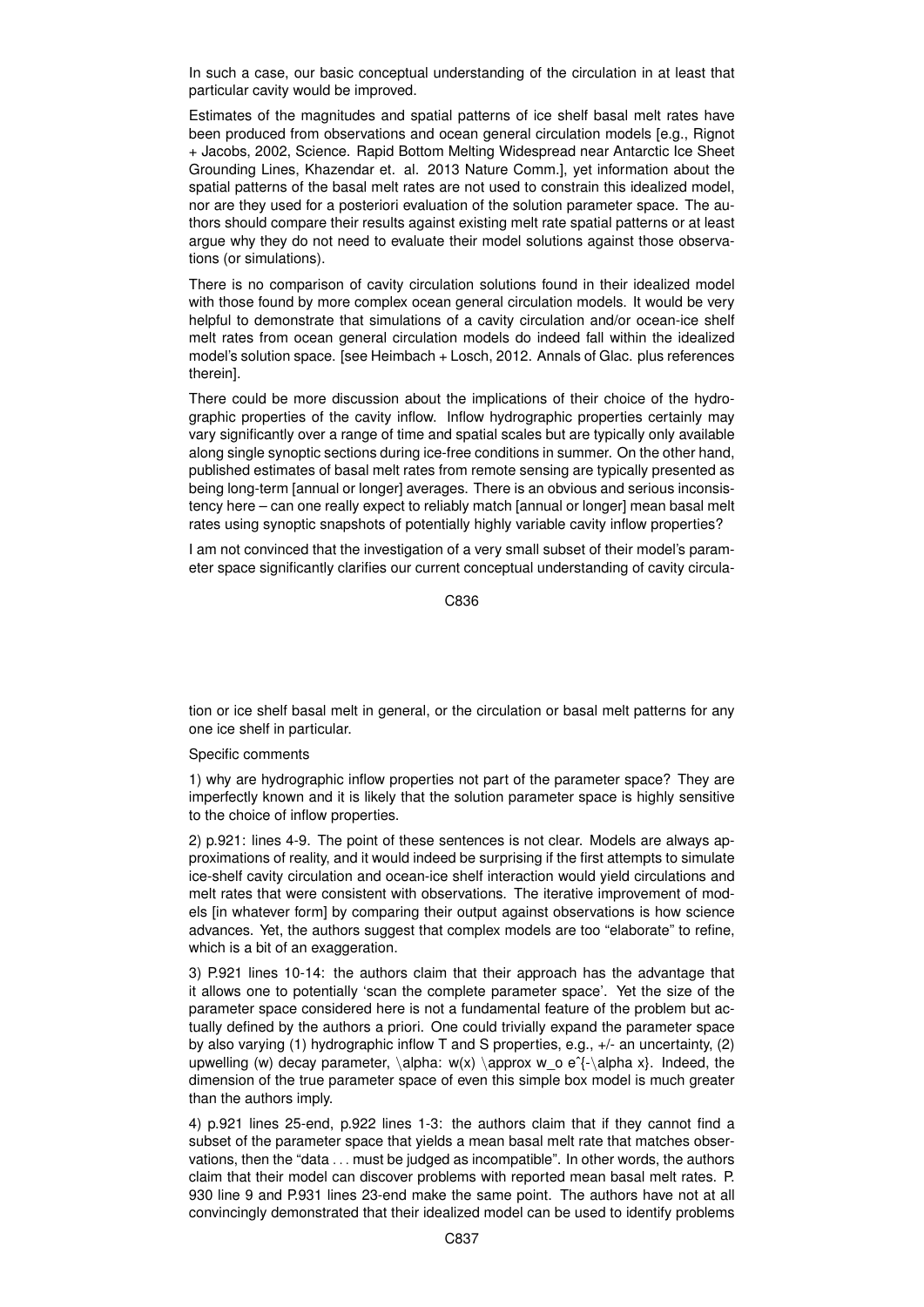In such a case, our basic conceptual understanding of the circulation in at least that particular cavity would be improved.

Estimates of the magnitudes and spatial patterns of ice shelf basal melt rates have been produced from observations and ocean general circulation models [e.g., Rignot + Jacobs, 2002, Science. Rapid Bottom Melting Widespread near Antarctic Ice Sheet Grounding Lines, Khazendar et. al. 2013 Nature Comm.], yet information about the spatial patterns of the basal melt rates are not used to constrain this idealized model, nor are they used for a posteriori evaluation of the solution parameter space. The authors should compare their results against existing melt rate spatial patterns or at least argue why they do not need to evaluate their model solutions against those observations (or simulations).

There is no comparison of cavity circulation solutions found in their idealized model with those found by more complex ocean general circulation models. It would be very helpful to demonstrate that simulations of a cavity circulation and/or ocean-ice shelf melt rates from ocean general circulation models do indeed fall within the idealized model's solution space. [see Heimbach + Losch, 2012. Annals of Glac. plus references therein].

There could be more discussion about the implications of their choice of the hydrographic properties of the cavity inflow. Inflow hydrographic properties certainly may vary significantly over a range of time and spatial scales but are typically only available along single synoptic sections during ice-free conditions in summer. On the other hand, published estimates of basal melt rates from remote sensing are typically presented as being long-term [annual or longer] averages. There is an obvious and serious inconsistency here – can one really expect to reliably match [annual or longer] mean basal melt rates using synoptic snapshots of potentially highly variable cavity inflow properties?

I am not convinced that the investigation of a very small subset of their model's parameter space significantly clarifies our current conceptual understanding of cavity circulation or ice shelf basal melt in general, or the circulation or basal melt patterns for any one ice shelf in particular.

Specific comments

1) why are hydrographic inflow properties not part of the parameter space? They are imperfectly known and it is likely that the solution parameter space is highly sensitive to the choice of inflow properties.

2) p.921: lines 4-9. The point of these sentences is not clear. Models are always approximations of reality, and it would indeed be surprising if the first attempts to simulate ice-shelf cavity circulation and ocean-ice shelf interaction would yield circulations and melt rates that were consistent with observations. The iterative improvement of models [in whatever form] by comparing their output against observations is how science advances. Yet, the authors suggest that complex models are too "elaborate" to refine, which is a bit of an exaggeration.

3) P.921 lines 10-14: the authors claim that their approach has the advantage that it allows one to potentially 'scan the complete parameter space'. Yet the size of the parameter space considered here is not a fundamental feature of the problem but actually defined by the authors a priori. One could trivially expand the parameter space by also varying (1) hydrographic inflow T and S properties, e.g., +/- an uncertainty, (2) upwelling (w) decay parameter, $\alpha$: $w(x) \approx w_o e^{-\alpha x}$. Indeed, the dimension of the true parameter space of even this simple box model is much greater than the authors imply.

4) p.921 lines 25-end, p.922 lines 1-3: the authors claim that if they cannot find a subset of the parameter space that yields a mean basal melt rate that matches observations, then the "data . . . must be judged as incompatible". In other words, the authors claim that their model can discover problems with reported mean basal melt rates. P. 930 line 9 and P.931 lines 23-end make the same point. The authors have not at all convincingly demonstrated that their idealized model can be used to identify problems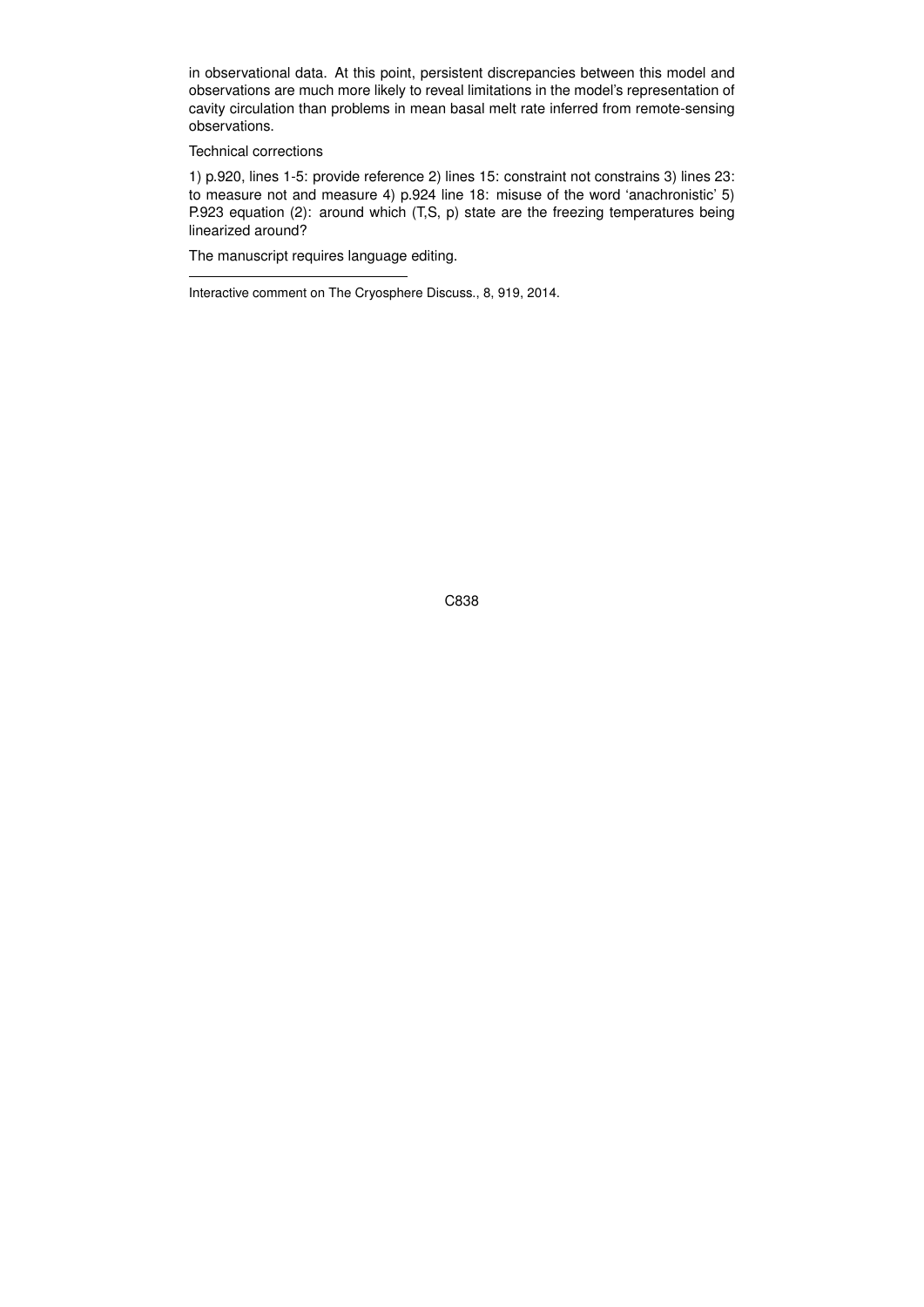in observational data. At this point, persistent discrepancies between this model and observations are much more likely to reveal limitations in the model's representation of cavity circulation than problems in mean basal melt rate inferred from remote-sensing observations.

Technical corrections

1) p.920, lines 1-5: provide reference 2) lines 15: constraint not constrains 3) lines 23: to measure not and measure 4) p.924 line 18: misuse of the word 'anachronistic' 5) P.923 equation (2): around which (T,S, p) state are the freezing temperatures being linearized around?

The manuscript requires language editing.

---

Interactive comment on The Cryosphere Discuss., 8, 919, 2014.